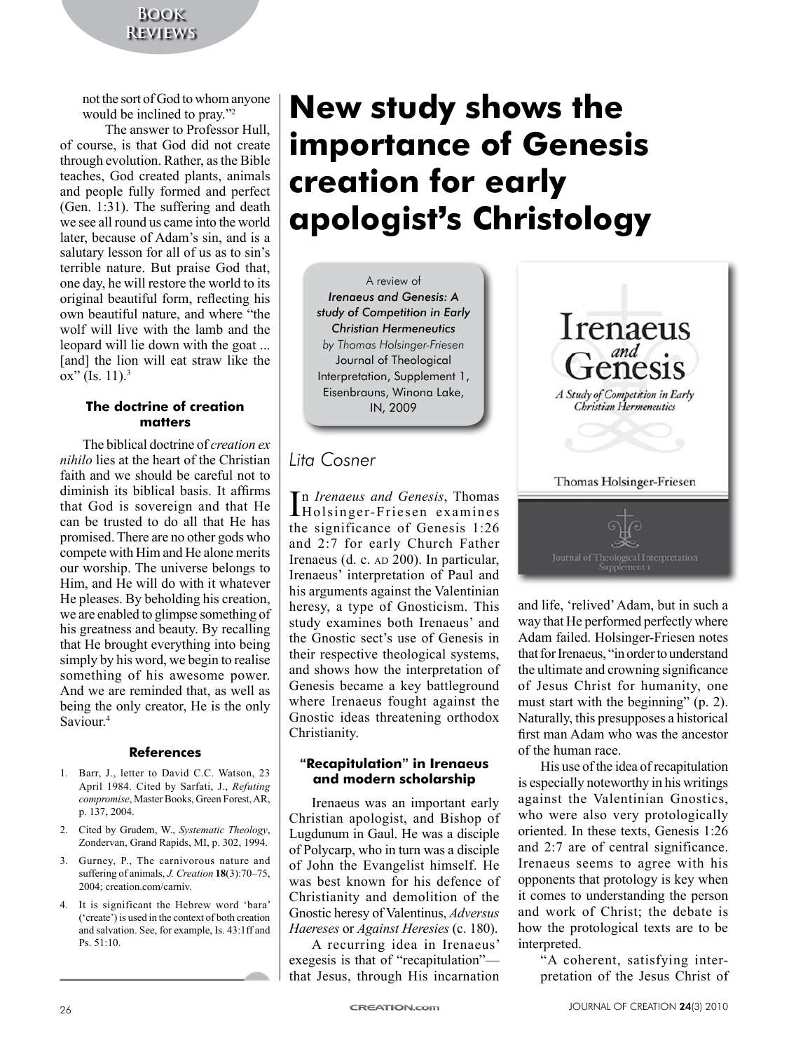not the sort of God to whom anyone would be inclined to pray."[2]

The answer to Professor Hull, of course, is that God did not create through evolution. Rather, as the Bible teaches, God created plants, animals and people fully formed and perfect (Gen. 1:31). The suffering and death we see all round us came into the world later, because of Adam's sin, and is a salutary lesson for all of us as to sin's terrible nature. But praise God that, one day, he will restore the world to its original beautiful form, reflecting his own beautiful nature, and where "the wolf will live with the lamb and the leopard will lie down with the goat ... [and] the lion will eat straw like the ox" (Is. 11).[3]

### The doctrine of creation matters

The biblical doctrine of *creation ex nihilo* lies at the heart of the Christian faith and we should be careful not to diminish its biblical basis. It affirms that God is sovereign and that He can be trusted to do all that He has promised. There are no other gods who compete with Him and He alone merits our worship. The universe belongs to Him, and He will do with it whatever He pleases. By beholding his creation, we are enabled to glimpse something of his greatness and beauty. By recalling that He brought everything into being simply by his word, we begin to realise something of his awesome power. And we are reminded that, as well as being the only creator, He is the only Saviour.[4]

### References

1. Barr, J., letter to David C.C. Watson, 23 April 1984. Cited by Sarfati, J., *Refuting compromise*, Master Books, Green Forest, AR, p. 137, 2004.
2. Cited by Grudem, W., *Systematic Theology*, Zondervan, Grand Rapids, MI, p. 302, 1994.
3. Gurney, P., The carnivorous nature and suffering of animals, *J. Creation* **18**(3):70–75, 2004; creation.com/carniv.
4. It is significant the Hebrew word 'bara' ('create') is used in the context of both creation and salvation. See, for example, Is. 43:1ff and Ps. 51:10.

# New study shows the importance of Genesis creation for early apologist's Christology

A review of
*Irenaeus and Genesis: A study of Competition in Early Christian Hermeneutics*
*by Thomas Holsinger-Friesen*
Journal of Theological Interpretation, Supplement 1, Eisenbrauns, Winona Lake, IN, 2009

*Lita Cosner*

In *Irenaeus and Genesis*, Thomas Holsinger-Friesen examines the significance of Genesis 1:26 and 2:7 for early Church Father Irenaeus (d. c. AD 200). In particular, Irenaeus' interpretation of Paul and his arguments against the Valentinian heresy, a type of Gnosticism. This study examines both Irenaeus' and the Gnostic sect's use of Genesis in their respective theological systems, and shows how the interpretation of Genesis became a key battleground where Irenaeus fought against the Gnostic ideas threatening orthodox Christianity.

### "Recapitulation" in Irenaeus and modern scholarship

Irenaeus was an important early Christian apologist, and Bishop of Lugdunum in Gaul. He was a disciple of Polycarp, who in turn was a disciple of John the Evangelist himself. He was best known for his defence of Christianity and demolition of the Gnostic heresy of Valentinus, *Adversus Haereses* or *Against Heresies* (c. 180).

A recurring idea in Irenaeus' exegesis is that of "recapitulation"—that Jesus, through His incarnation and life, 'relived' Adam, but in such a way that He performed perfectly where Adam failed. Holsinger-Friesen notes that for Irenaeus, "in order to understand the ultimate and crowning significance of Jesus Christ for humanity, one must start with the beginning" (p. 2). Naturally, this presupposes a historical first man Adam who was the ancestor of the human race.

His use of the idea of recapitulation is especially noteworthy in his writings against the Valentinian Gnostics, who were also very protologically oriented. In these texts, Genesis 1:26 and 2:7 are of central significance. Irenaeus seems to agree with his opponents that protology is key when it comes to understanding the person and work of Christ; the debate is how the protological texts are to be interpreted.

"A coherent, satisfying interpretation of the Jesus Christ of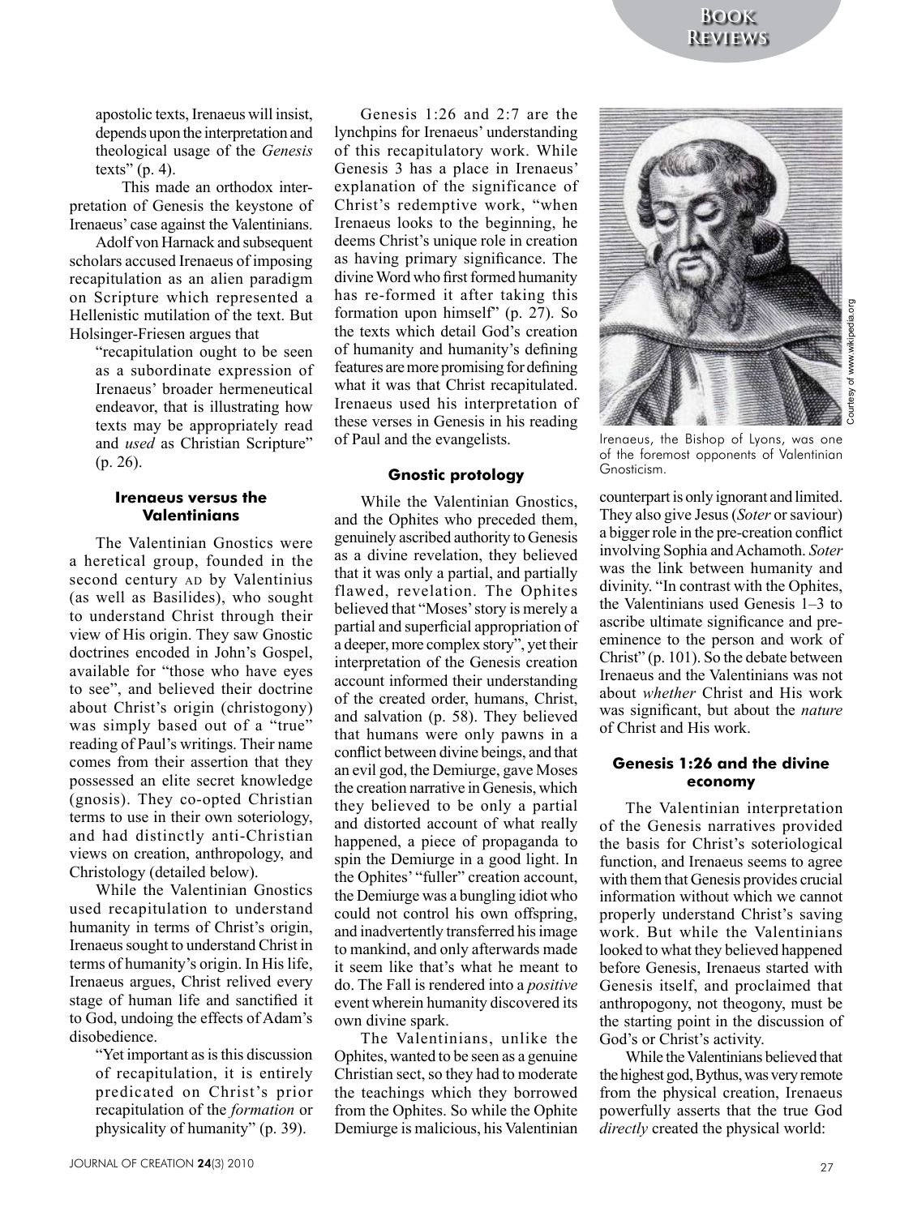apostolic texts, Irenaeus will insist, depends upon the interpretation and theological usage of the *Genesis* texts" (p. 4).

This made an orthodox interpretation of Genesis the keystone of Irenaeus' case against the Valentinians.

Adolf von Harnack and subsequent scholars accused Irenaeus of imposing recapitulation as an alien paradigm on Scripture which represented a Hellenistic mutilation of the text. But Holsinger-Friesen argues that

> "recapitulation ought to be seen as a subordinate expression of Irenaeus' broader hermeneutical endeavor, that is illustrating how texts may be appropriately read and *used* as Christian Scripture" (p. 26).

### Irenaeus versus the Valentinians

The Valentinian Gnostics were a heretical group, founded in the second century AD by Valentinius (as well as Basilides), who sought to understand Christ through their view of His origin. They saw Gnostic doctrines encoded in John's Gospel, available for "those who have eyes to see", and believed their doctrine about Christ's origin (christogony) was simply based out of a "true" reading of Paul's writings. Their name comes from their assertion that they possessed an elite secret knowledge (gnosis). They co-opted Christian terms to use in their own soteriology, and had distinctly anti-Christian views on creation, anthropology, and Christology (detailed below).

While the Valentinian Gnostics used recapitulation to understand humanity in terms of Christ's origin, Irenaeus sought to understand Christ in terms of humanity's origin. In His life, Irenaeus argues, Christ relived every stage of human life and sanctified it to God, undoing the effects of Adam's disobedience.

> "Yet important as is this discussion of recapitulation, it is entirely predicated on Christ's prior recapitulation of the *formation* or physicality of humanity" (p. 39).

Genesis 1:26 and 2:7 are the lynchpins for Irenaeus' understanding of this recapitulatory work. While Genesis 3 has a place in Irenaeus' explanation of the significance of Christ's redemptive work, "when Irenaeus looks to the beginning, he deems Christ's unique role in creation as having primary significance. The divine Word who first formed humanity has re-formed it after taking this formation upon himself" (p. 27). So the texts which detail God's creation of humanity and humanity's defining features are more promising for defining what it was that Christ recapitulated. Irenaeus used his interpretation of these verses in Genesis in his reading of Paul and the evangelists.

### Gnostic protology

While the Valentinian Gnostics, and the Ophites who preceded them, genuinely ascribed authority to Genesis as a divine revelation, they believed that it was only a partial, and partially flawed, revelation. The Ophites believed that "Moses' story is merely a partial and superficial appropriation of a deeper, more complex story", yet their interpretation of the Genesis creation account informed their understanding of the created order, humans, Christ, and salvation (p. 58). They believed that humans were only pawns in a conflict between divine beings, and that an evil god, the Demiurge, gave Moses the creation narrative in Genesis, which they believed to be only a partial and distorted account of what really happened, a piece of propaganda to spin the Demiurge in a good light. In the Ophites' "fuller" creation account, the Demiurge was a bungling idiot who could not control his own offspring, and inadvertently transferred his image to mankind, and only afterwards made it seem like that's what he meant to do. The Fall is rendered into a *positive* event wherein humanity discovered its own divine spark.

The Valentinians, unlike the Ophites, wanted to be seen as a genuine Christian sect, so they had to moderate the teachings which they borrowed from the Ophites. So while the Ophite Demiurge is malicious, his Valentinian counterpart is only ignorant and limited. They also give Jesus (*Soter* or saviour) a bigger role in the pre-creation conflict involving Sophia and Achamoth. *Soter* was the link between humanity and divinity. "In contrast with the Ophites, the Valentinians used Genesis 1–3 to ascribe ultimate significance and pre-eminence to the person and work of Christ" (p. 101). So the debate between Irenaeus and the Valentinians was not about *whether* Christ and His work was significant, but about the *nature* of Christ and His work.

Irenaeus, the Bishop of Lyons, was one of the foremost opponents of Valentinian Gnosticism.

### Genesis 1:26 and the divine economy

The Valentinian interpretation of the Genesis narratives provided the basis for Christ's soteriological function, and Irenaeus seems to agree with them that Genesis provides crucial information without which we cannot properly understand Christ's saving work. But while the Valentinians looked to what they believed happened before Genesis, Irenaeus started with Genesis itself, and proclaimed that anthropogony, not theogony, must be the starting point in the discussion of God's or Christ's activity.

While the Valentinians believed that the highest god, Bythus, was very remote from the physical creation, Irenaeus powerfully asserts that the true God *directly* created the physical world: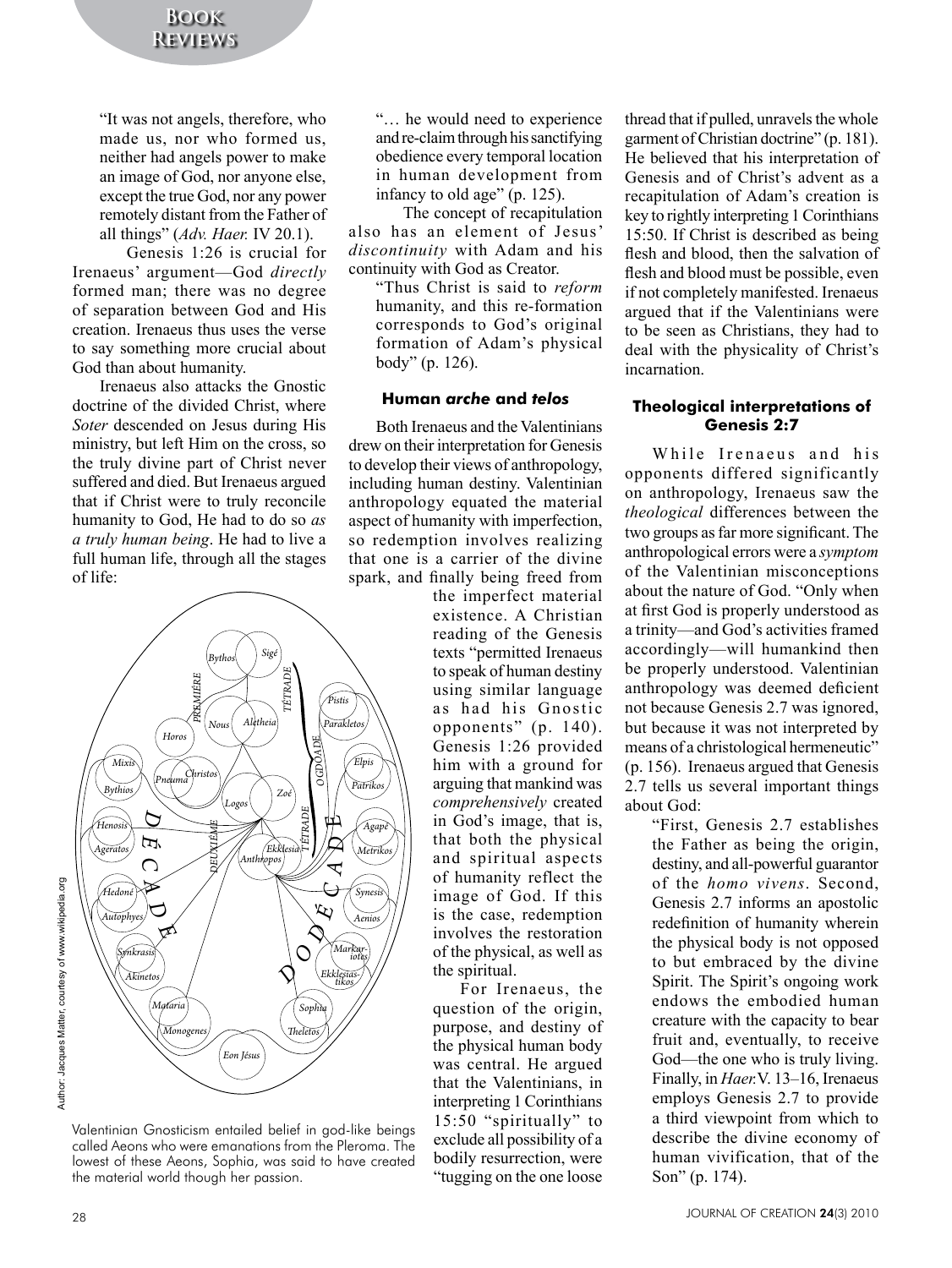"It was not angels, therefore, who made us, nor who formed us, neither had angels power to make an image of God, nor anyone else, except the true God, nor any power remotely distant from the Father of all things" (*Adv. Haer.* IV 20.1).

Genesis 1:26 is crucial for Irenaeus' argument—God *directly* formed man; there was no degree of separation between God and His creation. Irenaeus thus uses the verse to say something more crucial about God than about humanity.

Irenaeus also attacks the Gnostic doctrine of the divided Christ, where *Soter* descended on Jesus during His ministry, but left Him on the cross, so the truly divine part of Christ never suffered and died. But Irenaeus argued that if Christ were to truly reconcile humanity to God, He had to do so *as a truly human being*. He had to live a full human life, through all the stages of life:

"… he would need to experience and re-claim through his sanctifying obedience every temporal location in human development from infancy to old age" (p. 125).

The concept of recapitulation also has an element of Jesus' *discontinuity* with Adam and his continuity with God as Creator.

"Thus Christ is said to *reform* humanity, and this re-formation corresponds to God's original formation of Adam's physical body" (p. 126).

Valentinian Gnosticism entailed belief in god-like beings called Aeons who were emanations from the Pleroma. The lowest of these Aeons, Sophia, was said to have created the material world though her passion.

### Human *arche* and *telos*

Both Irenaeus and the Valentinians drew on their interpretation for Genesis to develop their views of anthropology, including human destiny. Valentinian anthropology equated the material aspect of humanity with imperfection, so redemption involves realizing that one is a carrier of the divine spark, and finally being freed from the imperfect material existence. A Christian reading of the Genesis texts "permitted Irenaeus to speak of human destiny using similar language as had his Gnostic opponents" (p. 140). Genesis 1:26 provided him with a ground for arguing that mankind was *comprehensively* created in God's image, that is, that both the physical and spiritual aspects of humanity reflect the image of God. If this is the case, redemption involves the restoration of the physical, as well as the spiritual.

For Irenaeus, the question of the origin, purpose, and destiny of the physical human body was central. He argued that the Valentinians, in interpreting 1 Corinthians 15:50 "spiritually" to exclude all possibility of a bodily resurrection, were "tugging on the one loose thread that if pulled, unravels the whole garment of Christian doctrine" (p. 181). He believed that his interpretation of Genesis and of Christ's advent as a recapitulation of Adam's creation is key to rightly interpreting 1 Corinthians 15:50. If Christ is described as being flesh and blood, then the salvation of flesh and blood must be possible, even if not completely manifested. Irenaeus argued that if the Valentinians were to be seen as Christians, they had to deal with the physicality of Christ's incarnation.

### Theological interpretations of Genesis 2:7

While Irenaeus and his opponents differed significantly on anthropology, Irenaeus saw the *theological* differences between the two groups as far more significant. The anthropological errors were a *symptom* of the Valentinian misconceptions about the nature of God. "Only when at first God is properly understood as a trinity—and God's activities framed accordingly—will humankind then be properly understood. Valentinian anthropology was deemed deficient not because Genesis 2.7 was ignored, but because it was not interpreted by means of a christological hermeneutic" (p. 156). Irenaeus argued that Genesis 2.7 tells us several important things about God:

"First, Genesis 2.7 establishes the Father as being the origin, destiny, and all-powerful guarantor of the *homo vivens*. Second, Genesis 2.7 informs an apostolic redefinition of humanity wherein the physical body is not opposed to but embraced by the divine Spirit. The Spirit's ongoing work endows the embodied human creature with the capacity to bear fruit and, eventually, to receive God—the one who is truly living. Finally, in *Haer.* V. 13–16, Irenaeus employs Genesis 2.7 to provide a third viewpoint from which to describe the divine economy of human vivification, that of the Son" (p. 174).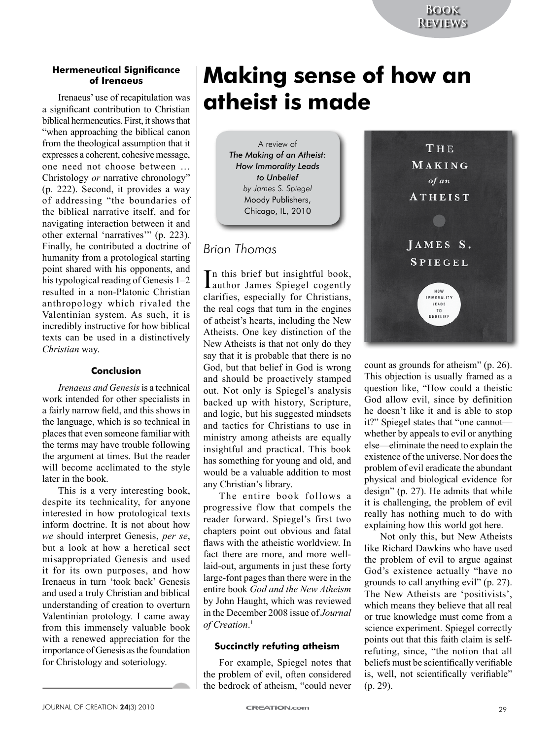### Hermeneutical Significance of Irenaeus

Irenaeus' use of recapitulation was a significant contribution to Christian biblical hermeneutics. First, it shows that "when approaching the biblical canon from the theological assumption that it expresses a coherent, cohesive message, one need not choose between … Christology *or* narrative chronology" (p. 222). Second, it provides a way of addressing "the boundaries of the biblical narrative itself, and for navigating interaction between it and other external 'narratives'" (p. 223). Finally, he contributed a doctrine of humanity from a protological starting point shared with his opponents, and his typological reading of Genesis 1–2 resulted in a non-Platonic Christian anthropology which rivaled the Valentinian system. As such, it is incredibly instructive for how biblical texts can be used in a distinctively *Christian* way.

### Conclusion

*Irenaeus and Genesis* is a technical work intended for other specialists in a fairly narrow field, and this shows in the language, which is so technical in places that even someone familiar with the terms may have trouble following the argument at times. But the reader will become acclimated to the style later in the book.

This is a very interesting book, despite its technicality, for anyone interested in how protological texts inform doctrine. It is not about how *we* should interpret Genesis, *per se*, but a look at how a heretical sect misappropriated Genesis and used it for its own purposes, and how Irenaeus in turn 'took back' Genesis and used a truly Christian and biblical understanding of creation to overturn Valentinian protology. I came away from this immensely valuable book with a renewed appreciation for the importance of Genesis as the foundation for Christology and soteriology.

# Making sense of how an atheist is made

A review of
*The Making of an Atheist: How Immorality Leads to Unbelief*
*by James S. Spiegel*
Moody Publishers, Chicago, IL, 2010

*Brian Thomas*

In this brief but insightful book, author James Spiegel cogently clarifies, especially for Christians, the real cogs that turn in the engines of atheist's hearts, including the New Atheists. One key distinction of the New Atheists is that not only do they say that it is probable that there is no God, but that belief in God is wrong and should be proactively stamped out. Not only is Spiegel's analysis backed up with history, Scripture, and logic, but his suggested mindsets and tactics for Christians to use in ministry among atheists are equally insightful and practical. This book has something for young and old, and would be a valuable addition to most any Christian's library.

The entire book follows a progressive flow that compels the reader forward. Spiegel's first two chapters point out obvious and fatal flaws with the atheistic worldview. In fact there are more, and more well-laid-out, arguments in just these forty large-font pages than there were in the entire book *God and the New Atheism* by John Haught, which was reviewed in the December 2008 issue of *Journal of Creation*.[1]

### Succinctly refuting atheism

For example, Spiegel notes that the problem of evil, often considered the bedrock of atheism, "could never count as grounds for atheism" (p. 26). This objection is usually framed as a question like, "How could a theistic God allow evil, since by definition he doesn't like it and is able to stop it?" Spiegel states that "one cannot—whether by appeals to evil or anything else—eliminate the need to explain the existence of the universe. Nor does the problem of evil eradicate the abundant physical and biological evidence for design" (p. 27). He admits that while it is challenging, the problem of evil really has nothing much to do with explaining how this world got here.

Not only this, but New Atheists like Richard Dawkins who have used the problem of evil to argue against God's existence actually "have no grounds to call anything evil" (p. 27). The New Atheists are 'positivists', which means they believe that all real or true knowledge must come from a science experiment. Spiegel correctly points out that this faith claim is self-refuting, since, "the notion that all beliefs must be scientifically verifiable is, well, not scientifically verifiable" (p. 29).